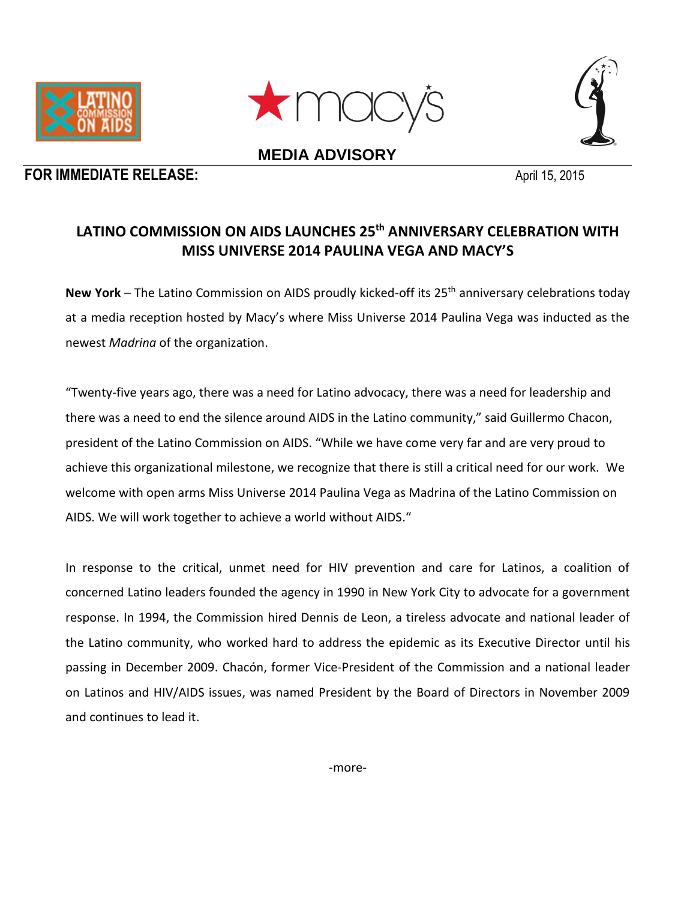**MEDIA ADVISORY**

**FOR IMMEDIATE RELEASE:** April 15, 2015

## LATINO COMMISSION ON AIDS LAUNCHES 25th ANNIVERSARY CELEBRATION WITH MISS UNIVERSE 2014 PAULINA VEGA AND MACY'S

**New York** – The Latino Commission on AIDS proudly kicked-off its 25th anniversary celebrations today at a media reception hosted by Macy's where Miss Universe 2014 Paulina Vega was inducted as the newest *Madrina* of the organization.

"Twenty-five years ago, there was a need for Latino advocacy, there was a need for leadership and there was a need to end the silence around AIDS in the Latino community," said Guillermo Chacon, president of the Latino Commission on AIDS. "While we have come very far and are very proud to achieve this organizational milestone, we recognize that there is still a critical need for our work. We welcome with open arms Miss Universe 2014 Paulina Vega as Madrina of the Latino Commission on AIDS. We will work together to achieve a world without AIDS."

In response to the critical, unmet need for HIV prevention and care for Latinos, a coalition of concerned Latino leaders founded the agency in 1990 in New York City to advocate for a government response. In 1994, the Commission hired Dennis de Leon, a tireless advocate and national leader of the Latino community, who worked hard to address the epidemic as its Executive Director until his passing in December 2009. Chacón, former Vice-President of the Commission and a national leader on Latinos and HIV/AIDS issues, was named President by the Board of Directors in November 2009 and continues to lead it.

-more-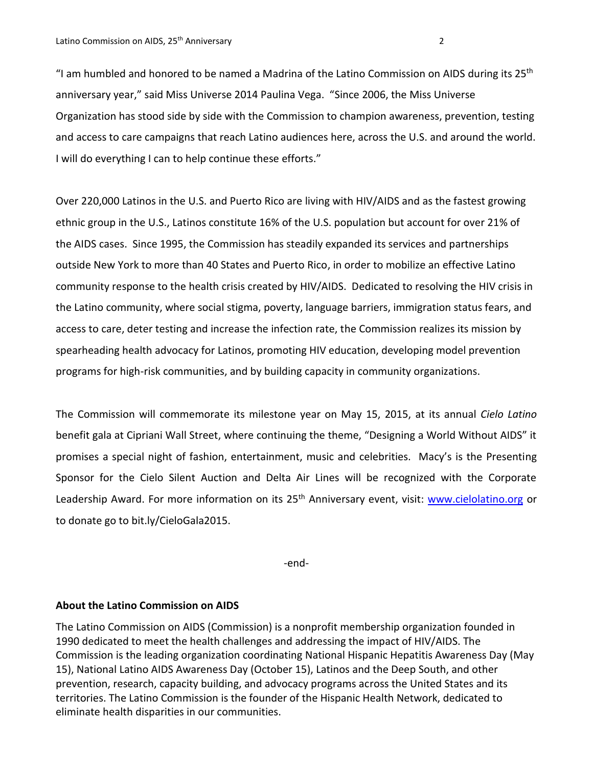"I am humbled and honored to be named a Madrina of the Latino Commission on AIDS during its 25th anniversary year," said Miss Universe 2014 Paulina Vega. "Since 2006, the Miss Universe Organization has stood side by side with the Commission to champion awareness, prevention, testing and access to care campaigns that reach Latino audiences here, across the U.S. and around the world. I will do everything I can to help continue these efforts."

Over 220,000 Latinos in the U.S. and Puerto Rico are living with HIV/AIDS and as the fastest growing ethnic group in the U.S., Latinos constitute 16% of the U.S. population but account for over 21% of the AIDS cases. Since 1995, the Commission has steadily expanded its services and partnerships outside New York to more than 40 States and Puerto Rico, in order to mobilize an effective Latino community response to the health crisis created by HIV/AIDS. Dedicated to resolving the HIV crisis in the Latino community, where social stigma, poverty, language barriers, immigration status fears, and access to care, deter testing and increase the infection rate, the Commission realizes its mission by spearheading health advocacy for Latinos, promoting HIV education, developing model prevention programs for high-risk communities, and by building capacity in community organizations.

The Commission will commemorate its milestone year on May 15, 2015, at its annual *Cielo Latino* benefit gala at Cipriani Wall Street, where continuing the theme, "Designing a World Without AIDS" it promises a special night of fashion, entertainment, music and celebrities. Macy's is the Presenting Sponsor for the Cielo Silent Auction and Delta Air Lines will be recognized with the Corporate Leadership Award. For more information on its 25th Anniversary event, visit: [www.cielolatino.org](http://www.cielolatino.org) or to donate go to bit.ly/CieloGala2015.

-end-

**About the Latino Commission on AIDS**

The Latino Commission on AIDS (Commission) is a nonprofit membership organization founded in 1990 dedicated to meet the health challenges and addressing the impact of HIV/AIDS. The Commission is the leading organization coordinating National Hispanic Hepatitis Awareness Day (May 15), National Latino AIDS Awareness Day (October 15), Latinos and the Deep South, and other prevention, research, capacity building, and advocacy programs across the United States and its territories. The Latino Commission is the founder of the Hispanic Health Network, dedicated to eliminate health disparities in our communities.